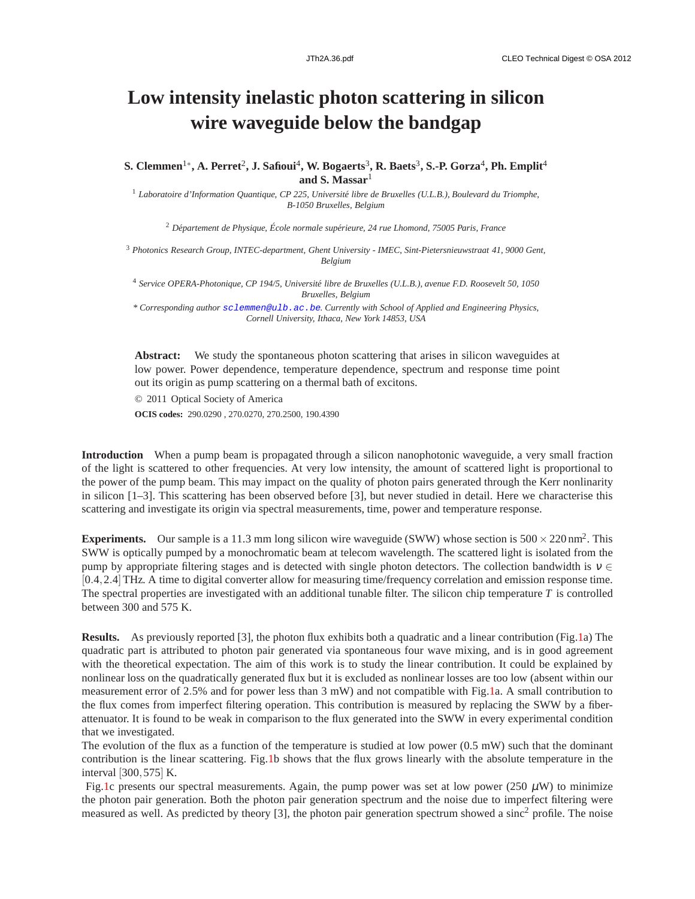# Low intensity inelastic photon scattering in silicon wire waveguide below the bandgap

**S. Clemmen[1*], A. Perret[2], J. Safioui[4], W. Bogaerts[3], R. Baets[3], S.-P. Gorza[4], Ph. Emplit[4] and S. Massar[1]**

[1] *Laboratoire d'Information Quantique, CP 225, Université libre de Bruxelles (U.L.B.), Boulevard du Triomphe, B-1050 Bruxelles, Belgium*

[2] *Département de Physique, École normale supérieure, 24 rue Lhomond, 75005 Paris, France*

[3] *Photonics Research Group, INTEC-department, Ghent University - IMEC, Sint-Pietersnieuwstraat 41, 9000 Gent, Belgium*

[4] *Service OPERA-Photonique, CP 194/5, Université libre de Bruxelles (U.L.B.), avenue F.D. Roosevelt 50, 1050 Bruxelles, Belgium*

\* *Corresponding author sclemmen@ulb.ac.be. Currently with School of Applied and Engineering Physics, Cornell University, Ithaca, New York 14853, USA*

**Abstract:** We study the spontaneous photon scattering that arises in silicon waveguides at low power. Power dependence, temperature dependence, spectrum and response time point out its origin as pump scattering on a thermal bath of excitons.

© 2011 Optical Society of America

**OCIS codes:** 290.0290 , 270.0270, 270.2500, 190.4390

**Introduction** When a pump beam is propagated through a silicon nanophotonic waveguide, a very small fraction of the light is scattered to other frequencies. At very low intensity, the amount of scattered light is proportional to the power of the pump beam. This may impact on the quality of photon pairs generated through the Kerr nonlinarity in silicon [1–3]. This scattering has been observed before [3], but never studied in detail. Here we characterise this scattering and investigate its origin via spectral measurements, time, power and temperature response.

**Experiments.** Our sample is a 11.3 mm long silicon wire waveguide (SWW) whose section is $500 \times 220\,\text{nm}^2$. This SWW is optically pumped by a monochromatic beam at telecom wavelength. The scattered light is isolated from the pump by appropriate filtering stages and is detected with single photon detectors. The collection bandwidth is $\nu \in [0.4, 2.4]$ THz. A time to digital converter allow for measuring time/frequency correlation and emission response time. The spectral properties are investigated with an additional tunable filter. The silicon chip temperature $T$ is controlled between 300 and 575 K.

**Results.** As previously reported [3], the photon flux exhibits both a quadratic and a linear contribution (Fig.1a) The quadratic part is attributed to photon pair generated via spontaneous four wave mixing, and is in good agreement with the theoretical expectation. The aim of this work is to study the linear contribution. It could be explained by nonlinear loss on the quadratically generated flux but it is excluded as nonlinear losses are too low (absent within our measurement error of 2.5% and for power less than 3 mW) and not compatible with Fig.1a. A small contribution to the flux comes from imperfect filtering operation. This contribution is measured by replacing the SWW by a fiber-attenuator. It is found to be weak in comparison to the flux generated into the SWW in every experimental condition that we investigated.

The evolution of the flux as a function of the temperature is studied at low power (0.5 mW) such that the dominant contribution is the linear scattering. Fig.1b shows that the flux grows linearly with the absolute temperature in the interval $[300, 575]$ K.

Fig.1c presents our spectral measurements. Again, the pump power was set at low power (250 $\mu$W) to minimize the photon pair generation. Both the photon pair generation spectrum and the noise due to imperfect filtering were measured as well. As predicted by theory [3], the photon pair generation spectrum showed a sinc$^2$ profile. The noise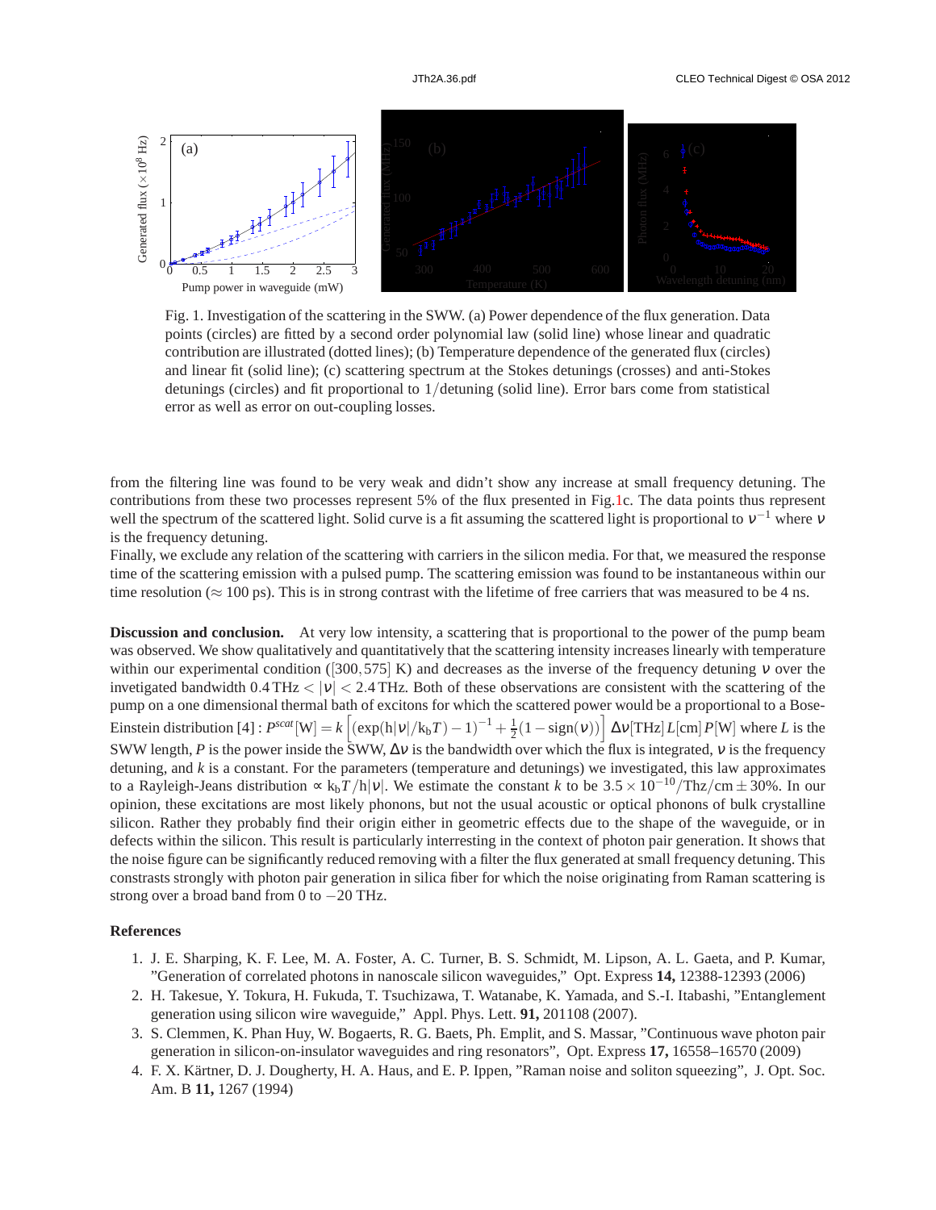Fig. 1. Investigation of the scattering in the SWW. (a) Power dependence of the flux generation. Data points (circles) are fitted by a second order polynomial law (solid line) whose linear and quadratic contribution are illustrated (dotted lines); (b) Temperature dependence of the generated flux (circles) and linear fit (solid line); (c) scattering spectrum at the Stokes detunings (crosses) and anti-Stokes detunings (circles) and fit proportional to $1/$detuning (solid line). Error bars come from statistical error as well as error on out-coupling losses.

from the filtering line was found to be very weak and didn't show any increase at small frequency detuning. The contributions from these two processes represent 5% of the flux presented in Fig.1c. The data points thus represent well the spectrum of the scattered light. Solid curve is a fit assuming the scattered light is proportional to $\nu^{-1}$ where $\nu$ is the frequency detuning.

Finally, we exclude any relation of the scattering with carriers in the silicon media. For that, we measured the response time of the scattering emission with a pulsed pump. The scattering emission was found to be instantaneous within our time resolution ($\approx 100$ ps). This is in strong contrast with the lifetime of free carriers that was measured to be 4 ns.

**Discussion and conclusion.** At very low intensity, a scattering that is proportional to the power of the pump beam was observed. We show qualitatively and quantitatively that the scattering intensity increases linearly with temperature within our experimental condition ($[300, 575]$ K) and decreases as the inverse of the frequency detuning $\nu$ over the invetigated bandwidth $0.4\,\mathrm{THz} < |\nu| < 2.4\,\mathrm{THz}$. Both of these observations are consistent with the scattering of the pump on a one dimensional thermal bath of excitons for which the scattered power would be a proportional to a Bose-Einstein distribution [4] : $P^{scat}[\mathrm{W}] = k\left[(\exp(\mathrm{h}|\nu|/\mathrm{k_b}T)-1)^{-1} + \frac{1}{2}(1-\mathrm{sign}(\nu))\right]\Delta\nu[\mathrm{THz}]\,L[\mathrm{cm}]\,P[\mathrm{W}]$ where $L$ is the SWW length, $P$ is the power inside the SWW, $\Delta\nu$ is the bandwidth over which the flux is integrated, $\nu$ is the frequency detuning, and $k$ is a constant. For the parameters (temperature and detunings) we investigated, this law approximates to a Rayleigh-Jeans distribution $\propto \mathrm{k_b}T/\mathrm{h}|\nu|$. We estimate the constant $k$ to be $3.5\times10^{-10}/\mathrm{Thz/cm} \pm 30\%$. In our opinion, these excitations are most likely phonons, but not the usual acoustic or optical phonons of bulk crystalline silicon. Rather they probably find their origin either in geometric effects due to the shape of the waveguide, or in defects within the silicon. This result is particularly interesting in the context of photon pair generation. It shows that the noise figure can be significantly reduced removing with a filter the flux generated at small frequency detuning. This constrasts strongly with photon pair generation in silica fiber for which the noise originating from Raman scattering is strong over a broad band from 0 to $-20$ THz.

## References

1. J. E. Sharping, K. F. Lee, M. A. Foster, A. C. Turner, B. S. Schmidt, M. Lipson, A. L. Gaeta, and P. Kumar, "Generation of correlated photons in nanoscale silicon waveguides," Opt. Express **14,** 12388-12393 (2006)
2. H. Takesue, Y. Tokura, H. Fukuda, T. Tsuchizawa, T. Watanabe, K. Yamada, and S.-I. Itabashi, "Entanglement generation using silicon wire waveguide," Appl. Phys. Lett. **91,** 201108 (2007).
3. S. Clemmen, K. Phan Huy, W. Bogaerts, R. G. Baets, Ph. Emplit, and S. Massar, "Continuous wave photon pair generation in silicon-on-insulator waveguides and ring resonators", Opt. Express **17,** 16558–16570 (2009)
4. F. X. Kärtner, D. J. Dougherty, H. A. Haus, and E. P. Ippen, "Raman noise and soliton squeezing", J. Opt. Soc. Am. B **11,** 1267 (1994)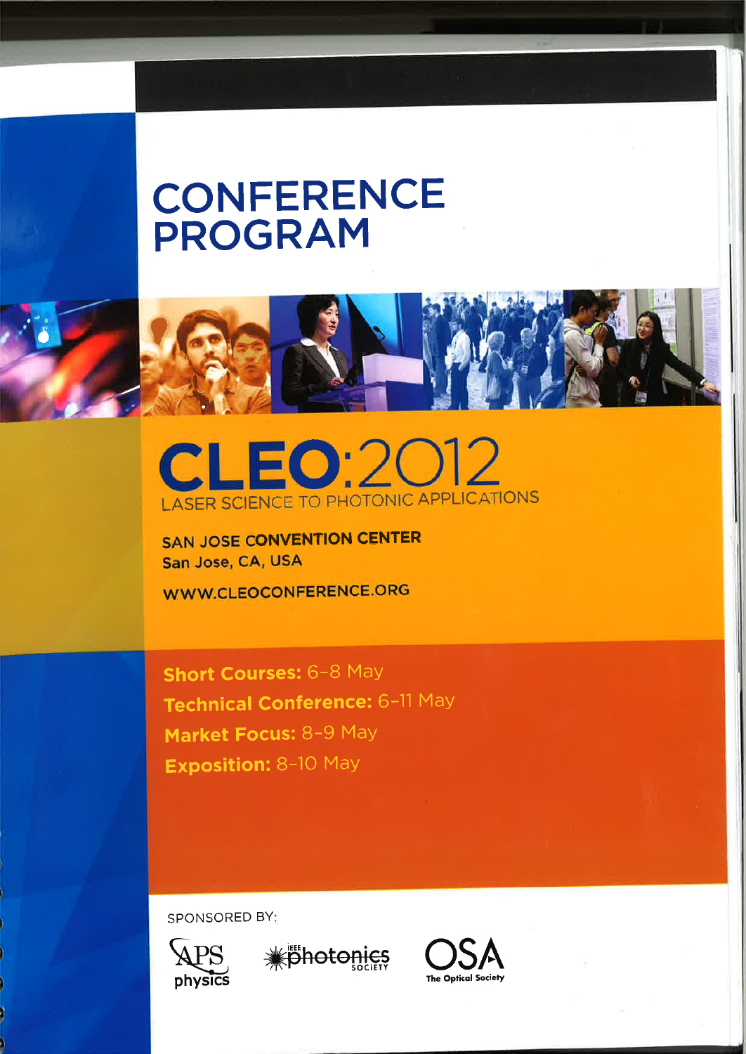# CONFERENCE PROGRAM

# CLEO:2012

LASER SCIENCE TO PHOTONIC APPLICATIONS

**SAN JOSE CONVENTION CENTER**
San Jose, CA, USA

WWW.CLEOCONFERENCE.ORG

**Short Courses:** 6–8 May
**Technical Conference:** 6–11 May
**Market Focus:** 8–9 May
**Exposition:** 8–10 May

SPONSORED BY:

APS physics

IEEE photonics SOCIETY

OSA The Optical Society